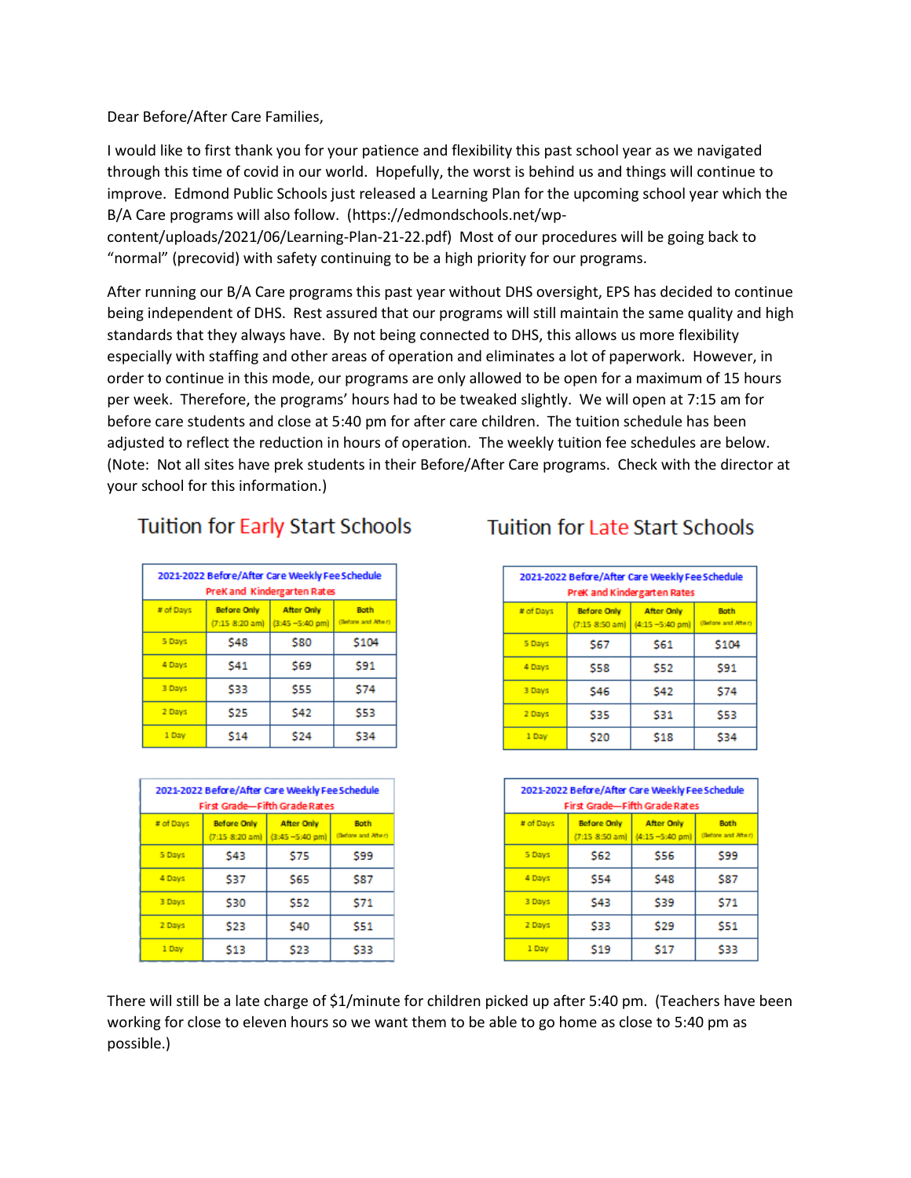Dear Before/After Care Families,

I would like to first thank you for your patience and flexibility this past school year as we navigated through this time of covid in our world. Hopefully, the worst is behind us and things will continue to improve. Edmond Public Schools just released a Learning Plan for the upcoming school year which the B/A Care programs will also follow. (https://edmondschools.net/wp-content/uploads/2021/06/Learning-Plan-21-22.pdf) Most of our procedures will be going back to "normal" (precovid) with safety continuing to be a high priority for our programs.

After running our B/A Care programs this past year without DHS oversight, EPS has decided to continue being independent of DHS. Rest assured that our programs will still maintain the same quality and high standards that they always have. By not being connected to DHS, this allows us more flexibility especially with staffing and other areas of operation and eliminates a lot of paperwork. However, in order to continue in this mode, our programs are only allowed to be open for a maximum of 15 hours per week. Therefore, the programs' hours had to be tweaked slightly. We will open at 7:15 am for before care students and close at 5:40 pm for after care children. The tuition schedule has been adjusted to reflect the reduction in hours of operation. The weekly tuition fee schedules are below. (Note: Not all sites have prek students in their Before/After Care programs. Check with the director at your school for this information.)

## Tuition for Early Start Schools

**2021-2022 Before/After Care Weekly Fee Schedule**
**PreK and Kindergarten Rates**

| # of Days | Before Only (7:15 8:20 am) | After Only (3:45 –5:40 pm) | Both (Before and After) |
|---|---|---|---|
| 5 Days | $48 | $80 | $104 |
| 4 Days | $41 | $69 | $91 |
| 3 Days | $33 | $55 | $74 |
| 2 Days | $25 | $42 | $53 |
| 1 Day | $14 | $24 | $34 |

**2021-2022 Before/After Care Weekly Fee Schedule**
**First Grade—Fifth Grade Rates**

| # of Days | Before Only (7:15 8:20 am) | After Only (3:45 –5:40 pm) | Both (Before and After) |
|---|---|---|---|
| 5 Days | $43 | $75 | $99 |
| 4 Days | $37 | $65 | $87 |
| 3 Days | $30 | $52 | $71 |
| 2 Days | $23 | $40 | $51 |
| 1 Day | $13 | $23 | $33 |

## Tuition for Late Start Schools

**2021-2022 Before/After Care Weekly Fee Schedule**
**PreK and Kindergarten Rates**

| # of Days | Before Only (7:15 8:50 am) | After Only (4:15 –5:40 pm) | Both (Before and After) |
|---|---|---|---|
| 5 Days | $67 | $61 | $104 |
| 4 Days | $58 | $52 | $91 |
| 3 Days | $46 | $42 | $74 |
| 2 Days | $35 | $31 | $53 |
| 1 Day | $20 | $18 | $34 |

**2021-2022 Before/After Care Weekly Fee Schedule**
**First Grade—Fifth Grade Rates**

| # of Days | Before Only (7:15 8:50 am) | After Only (4:15 –5:40 pm) | Both (Before and After) |
|---|---|---|---|
| 5 Days | $62 | $56 | $99 |
| 4 Days | $54 | $48 | $87 |
| 3 Days | $43 | $39 | $71 |
| 2 Days | $33 | $29 | $51 |
| 1 Day | $19 | $17 | $33 |

There will still be a late charge of $1/minute for children picked up after 5:40 pm. (Teachers have been working for close to eleven hours so we want them to be able to go home as close to 5:40 pm as possible.)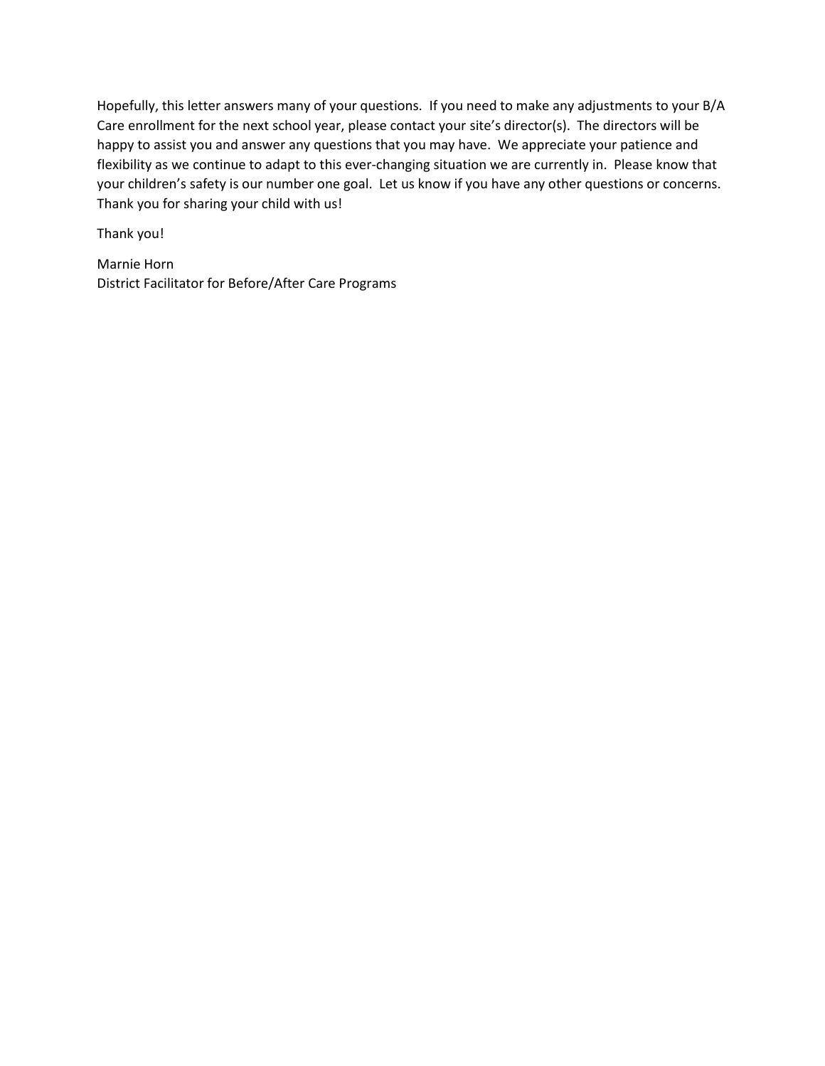Hopefully, this letter answers many of your questions. If you need to make any adjustments to your B/A Care enrollment for the next school year, please contact your site's director(s). The directors will be happy to assist you and answer any questions that you may have. We appreciate your patience and flexibility as we continue to adapt to this ever-changing situation we are currently in. Please know that your children's safety is our number one goal. Let us know if you have any other questions or concerns. Thank you for sharing your child with us!

Thank you!

Marnie Horn
District Facilitator for Before/After Care Programs